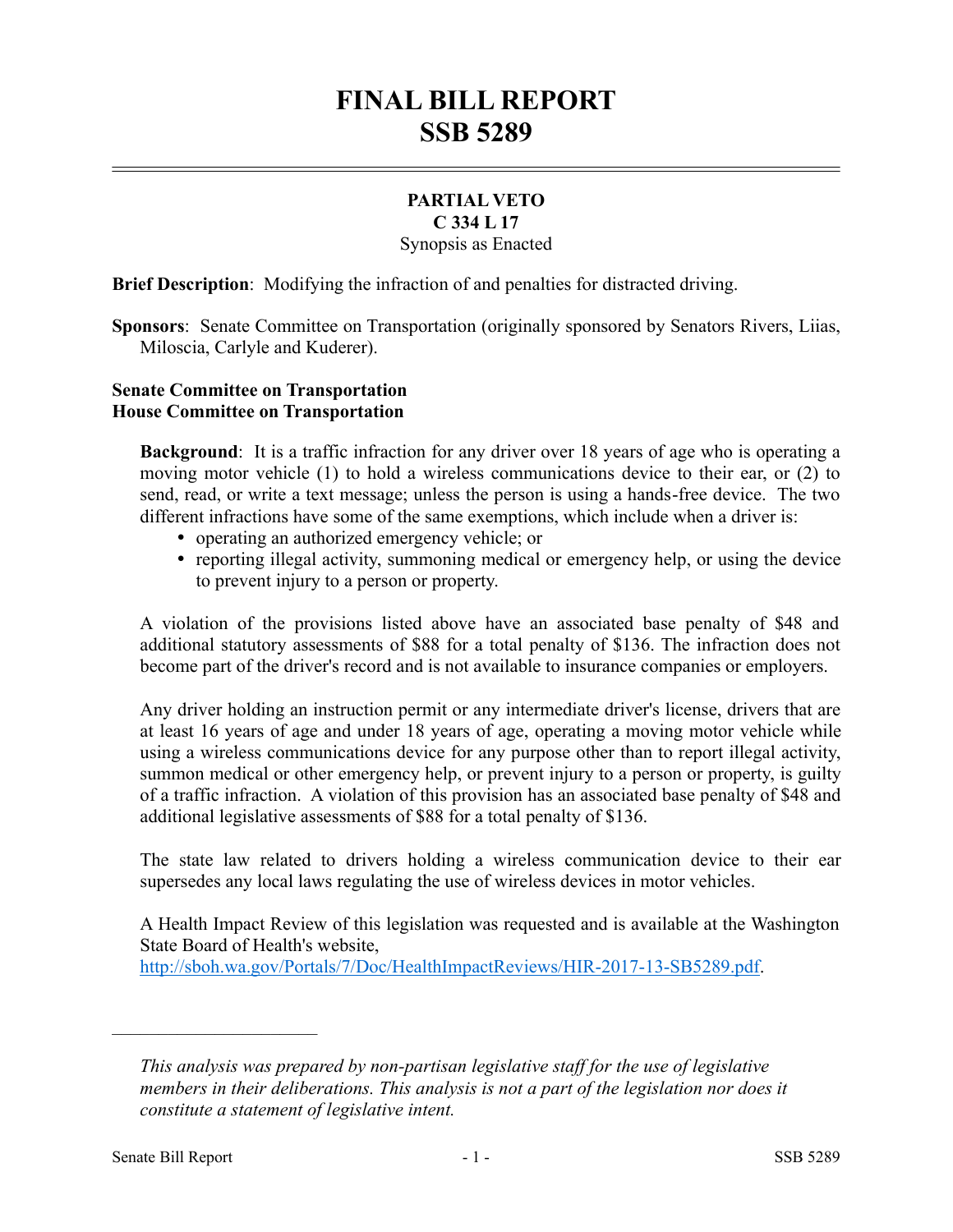# FINAL BILL REPORT
# SSB 5289

**PARTIAL VETO**
**C 334 L 17**
Synopsis as Enacted

**Brief Description**: Modifying the infraction of and penalties for distracted driving.

**Sponsors**: Senate Committee on Transportation (originally sponsored by Senators Rivers, Liias, Miloscia, Carlyle and Kuderer).

**Senate Committee on Transportation**
**House Committee on Transportation**

**Background**: It is a traffic infraction for any driver over 18 years of age who is operating a moving motor vehicle (1) to hold a wireless communications device to their ear, or (2) to send, read, or write a text message; unless the person is using a hands-free device. The two different infractions have some of the same exemptions, which include when a driver is:

- operating an authorized emergency vehicle; or
- reporting illegal activity, summoning medical or emergency help, or using the device to prevent injury to a person or property.

A violation of the provisions listed above have an associated base penalty of $48 and additional statutory assessments of $88 for a total penalty of $136. The infraction does not become part of the driver's record and is not available to insurance companies or employers.

Any driver holding an instruction permit or any intermediate driver's license, drivers that are at least 16 years of age and under 18 years of age, operating a moving motor vehicle while using a wireless communications device for any purpose other than to report illegal activity, summon medical or other emergency help, or prevent injury to a person or property, is guilty of a traffic infraction. A violation of this provision has an associated base penalty of $48 and additional legislative assessments of $88 for a total penalty of $136.

The state law related to drivers holding a wireless communication device to their ear supersedes any local laws regulating the use of wireless devices in motor vehicles.

A Health Impact Review of this legislation was requested and is available at the Washington State Board of Health's website, http://sboh.wa.gov/Portals/7/Doc/HealthImpactReviews/HIR-2017-13-SB5289.pdf.

---

*This analysis was prepared by non-partisan legislative staff for the use of legislative members in their deliberations. This analysis is not a part of the legislation nor does it constitute a statement of legislative intent.*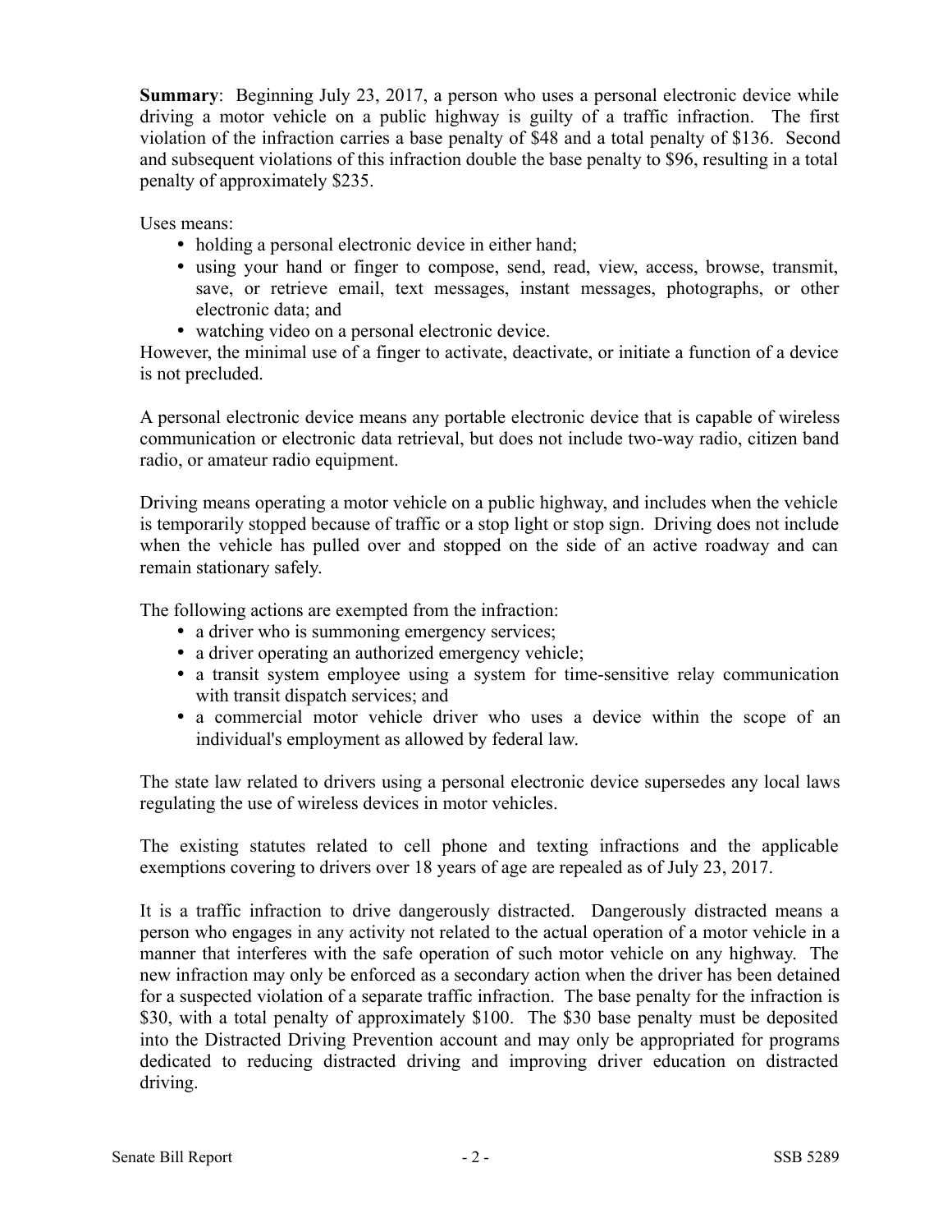**Summary**: Beginning July 23, 2017, a person who uses a personal electronic device while driving a motor vehicle on a public highway is guilty of a traffic infraction. The first violation of the infraction carries a base penalty of $48 and a total penalty of $136. Second and subsequent violations of this infraction double the base penalty to $96, resulting in a total penalty of approximately $235.

Uses means:

- holding a personal electronic device in either hand;
- using your hand or finger to compose, send, read, view, access, browse, transmit, save, or retrieve email, text messages, instant messages, photographs, or other electronic data; and
- watching video on a personal electronic device.

However, the minimal use of a finger to activate, deactivate, or initiate a function of a device is not precluded.

A personal electronic device means any portable electronic device that is capable of wireless communication or electronic data retrieval, but does not include two-way radio, citizen band radio, or amateur radio equipment.

Driving means operating a motor vehicle on a public highway, and includes when the vehicle is temporarily stopped because of traffic or a stop light or stop sign. Driving does not include when the vehicle has pulled over and stopped on the side of an active roadway and can remain stationary safely.

The following actions are exempted from the infraction:

- a driver who is summoning emergency services;
- a driver operating an authorized emergency vehicle;
- a transit system employee using a system for time-sensitive relay communication with transit dispatch services; and
- a commercial motor vehicle driver who uses a device within the scope of an individual's employment as allowed by federal law.

The state law related to drivers using a personal electronic device supersedes any local laws regulating the use of wireless devices in motor vehicles.

The existing statutes related to cell phone and texting infractions and the applicable exemptions covering to drivers over 18 years of age are repealed as of July 23, 2017.

It is a traffic infraction to drive dangerously distracted. Dangerously distracted means a person who engages in any activity not related to the actual operation of a motor vehicle in a manner that interferes with the safe operation of such motor vehicle on any highway. The new infraction may only be enforced as a secondary action when the driver has been detained for a suspected violation of a separate traffic infraction. The base penalty for the infraction is $30, with a total penalty of approximately $100. The $30 base penalty must be deposited into the Distracted Driving Prevention account and may only be appropriated for programs dedicated to reducing distracted driving and improving driver education on distracted driving.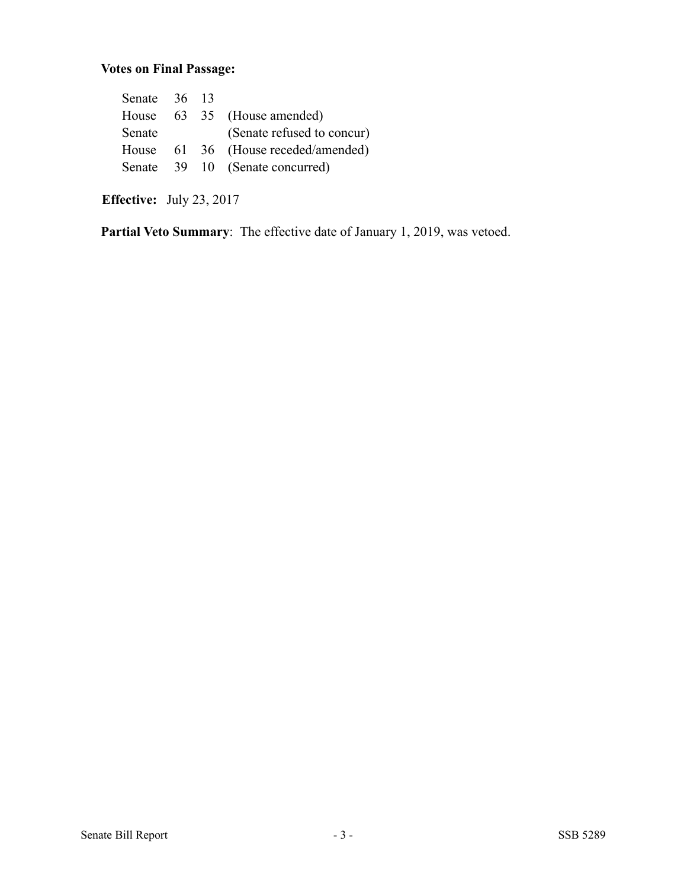**Votes on Final Passage:**

| | | | |
|---|---|---|---|
| Senate | 36 | 13 | |
| House | 63 | 35 | (House amended) |
| Senate | | | (Senate refused to concur) |
| House | 61 | 36 | (House receded/amended) |
| Senate | 39 | 10 | (Senate concurred) |

**Effective:** July 23, 2017

**Partial Veto Summary**: The effective date of January 1, 2019, was vetoed.